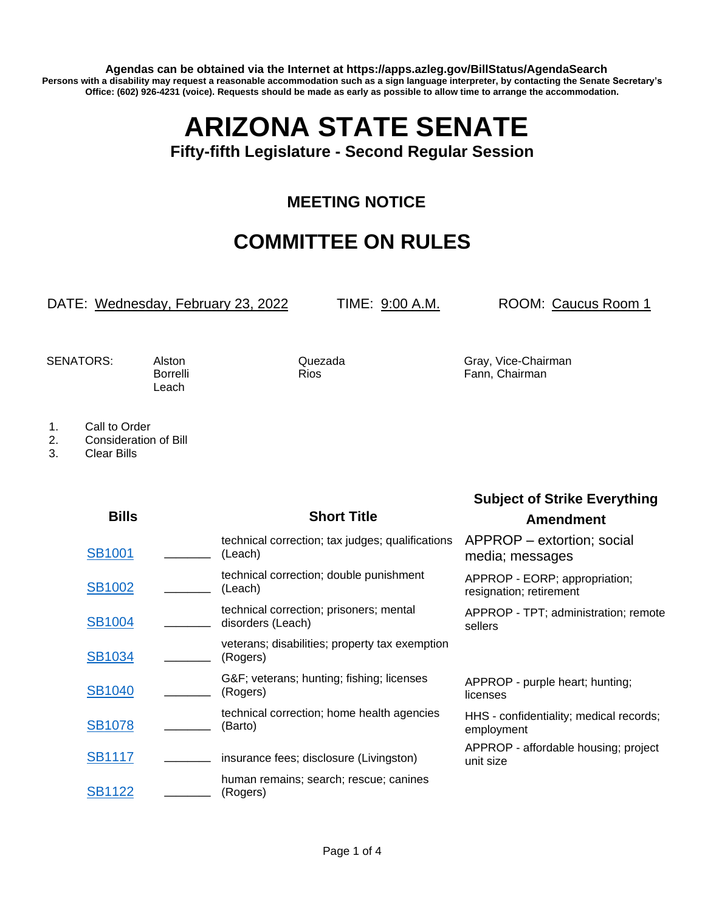**Agendas can be obtained via the Internet at https://apps.azleg.gov/BillStatus/AgendaSearch**

**Persons with a disability may request a reasonable accommodation such as a sign language interpreter, by contacting the Senate Secretary's Office: (602) 926-4231 (voice). Requests should be made as early as possible to allow time to arrange the accommodation.**

# ARIZONA STATE SENATE

### Fifty-fifth Legislature - Second Regular Session

## MEETING NOTICE

## COMMITTEE ON RULES

DATE: Wednesday, February 23, 2022 TIME: 9:00 A.M. ROOM: Caucus Room 1

SENATORS: Alston, Borrelli, Leach, Quezada, Rios, Gray, Vice-Chairman, Fann, Chairman

1. Call to Order
2. Consideration of Bill
3. Clear Bills

| Bills | | Short Title | Subject of Strike Everything Amendment |
|---|---|---|---|
| SB1001 | _______ | technical correction; tax judges; qualifications (Leach) | APPROP – extortion; social media; messages |
| SB1002 | _______ | technical correction; double punishment (Leach) | APPROP - EORP; appropriation; resignation; retirement |
| SB1004 | _______ | technical correction; prisoners; mental disorders (Leach) | APPROP - TPT; administration; remote sellers |
| SB1034 | _______ | veterans; disabilities; property tax exemption (Rogers) | |
| SB1040 | _______ | G&F; veterans; hunting; fishing; licenses (Rogers) | APPROP - purple heart; hunting; licenses |
| SB1078 | _______ | technical correction; home health agencies (Barto) | HHS - confidentiality; medical records; employment |
| SB1117 | _______ | insurance fees; disclosure (Livingston) | APPROP - affordable housing; project unit size |
| SB1122 | _______ | human remains; search; rescue; canines (Rogers) | |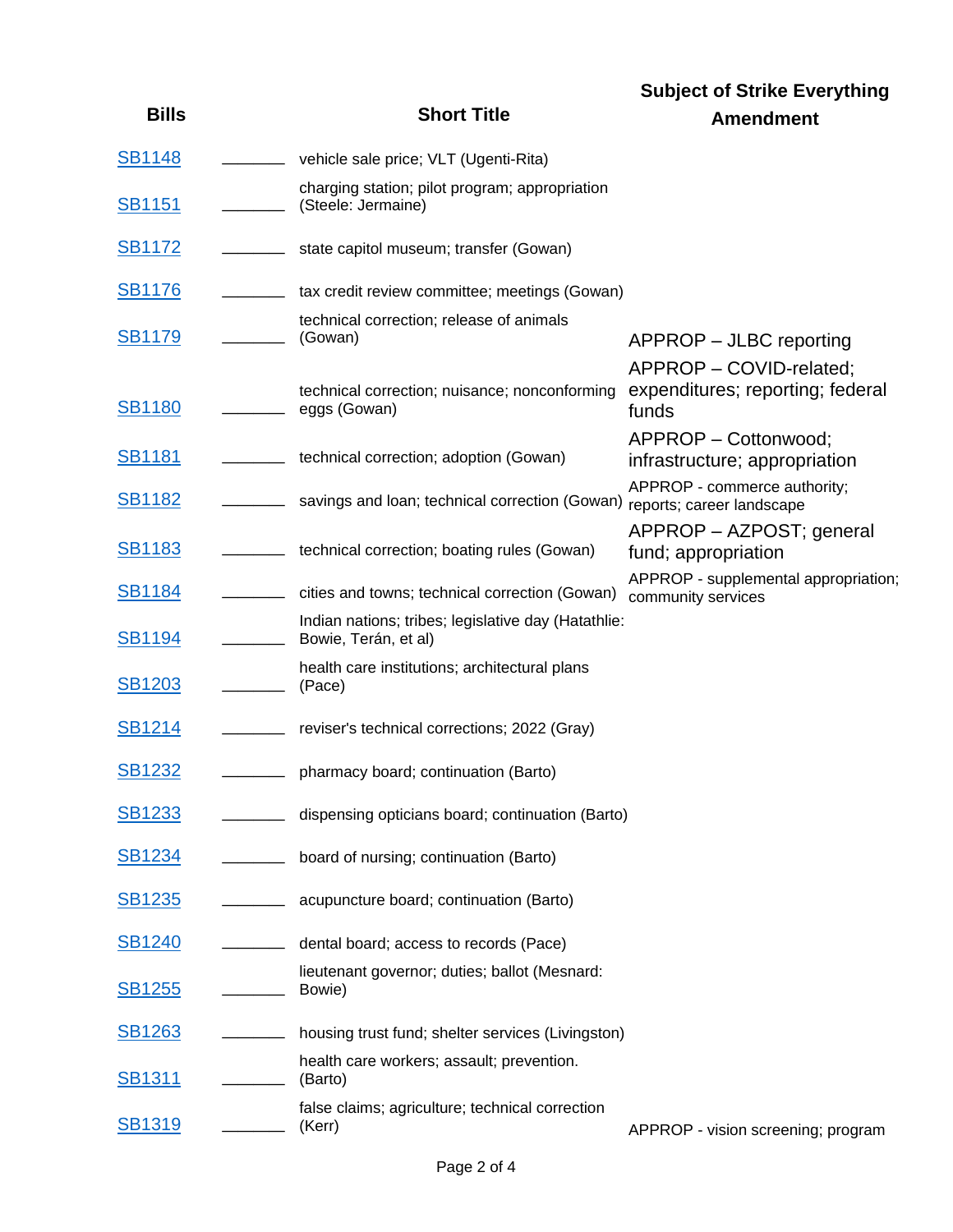| Bills | | Short Title | Subject of Strike Everything Amendment |
|---|---|---|---|
| SB1148 | _______ | vehicle sale price; VLT (Ugenti-Rita) | |
| SB1151 | _______ | charging station; pilot program; appropriation (Steele: Jermaine) | |
| SB1172 | _______ | state capitol museum; transfer (Gowan) | |
| SB1176 | _______ | tax credit review committee; meetings (Gowan) | |
| SB1179 | _______ | technical correction; release of animals (Gowan) | APPROP – JLBC reporting |
| SB1180 | _______ | technical correction; nuisance; nonconforming eggs (Gowan) | APPROP – COVID-related; expenditures; reporting; federal funds |
| SB1181 | _______ | technical correction; adoption (Gowan) | APPROP – Cottonwood; infrastructure; appropriation |
| SB1182 | _______ | savings and loan; technical correction (Gowan) | APPROP - commerce authority; reports; career landscape |
| SB1183 | _______ | technical correction; boating rules (Gowan) | APPROP – AZPOST; general fund; appropriation |
| SB1184 | _______ | cities and towns; technical correction (Gowan) | APPROP - supplemental appropriation; community services |
| SB1194 | _______ | Indian nations; tribes; legislative day (Hatathlie: Bowie, Terán, et al) | |
| SB1203 | _______ | health care institutions; architectural plans (Pace) | |
| SB1214 | _______ | reviser's technical corrections; 2022 (Gray) | |
| SB1232 | _______ | pharmacy board; continuation (Barto) | |
| SB1233 | _______ | dispensing opticians board; continuation (Barto) | |
| SB1234 | _______ | board of nursing; continuation (Barto) | |
| SB1235 | _______ | acupuncture board; continuation (Barto) | |
| SB1240 | _______ | dental board; access to records (Pace) | |
| SB1255 | _______ | lieutenant governor; duties; ballot (Mesnard: Bowie) | |
| SB1263 | _______ | housing trust fund; shelter services (Livingston) | |
| SB1311 | _______ | health care workers; assault; prevention. (Barto) | |
| SB1319 | _______ | false claims; agriculture; technical correction (Kerr) | APPROP - vision screening; program |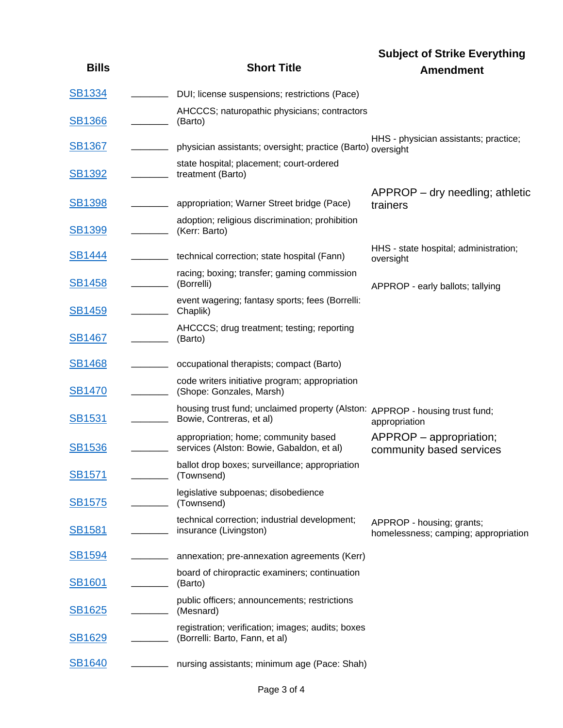| Bills | | Short Title | Subject of Strike Everything Amendment |
|---|---|---|---|
| SB1334 | _______ | DUI; license suspensions; restrictions (Pace) | |
| SB1366 | _______ | AHCCCS; naturopathic physicians; contractors (Barto) | |
| SB1367 | _______ | physician assistants; oversight; practice (Barto) | HHS - physician assistants; practice; oversight |
| SB1392 | _______ | state hospital; placement; court-ordered treatment (Barto) | |
| SB1398 | _______ | appropriation; Warner Street bridge (Pace) | APPROP – dry needling; athletic trainers |
| SB1399 | _______ | adoption; religious discrimination; prohibition (Kerr: Barto) | |
| SB1444 | _______ | technical correction; state hospital (Fann) | HHS - state hospital; administration; oversight |
| SB1458 | _______ | racing; boxing; transfer; gaming commission (Borrelli) | APPROP - early ballots; tallying |
| SB1459 | _______ | event wagering; fantasy sports; fees (Borrelli: Chaplik) | |
| SB1467 | _______ | AHCCCS; drug treatment; testing; reporting (Barto) | |
| SB1468 | _______ | occupational therapists; compact (Barto) | |
| SB1470 | _______ | code writers initiative program; appropriation (Shope: Gonzales, Marsh) | |
| SB1531 | _______ | housing trust fund; unclaimed property (Alston: Bowie, Contreras, et al) | APPROP - housing trust fund; appropriation |
| SB1536 | _______ | appropriation; home; community based services (Alston: Bowie, Gabaldon, et al) | APPROP – appropriation; community based services |
| SB1571 | _______ | ballot drop boxes; surveillance; appropriation (Townsend) | |
| SB1575 | _______ | legislative subpoenas; disobedience (Townsend) | |
| SB1581 | _______ | technical correction; industrial development; insurance (Livingston) | APPROP - housing; grants; homelessness; camping; appropriation |
| SB1594 | _______ | annexation; pre-annexation agreements (Kerr) | |
| SB1601 | _______ | board of chiropractic examiners; continuation (Barto) | |
| SB1625 | _______ | public officers; announcements; restrictions (Mesnard) | |
| SB1629 | _______ | registration; verification; images; audits; boxes (Borrelli: Barto, Fann, et al) | |
| SB1640 | _______ | nursing assistants; minimum age (Pace: Shah) | |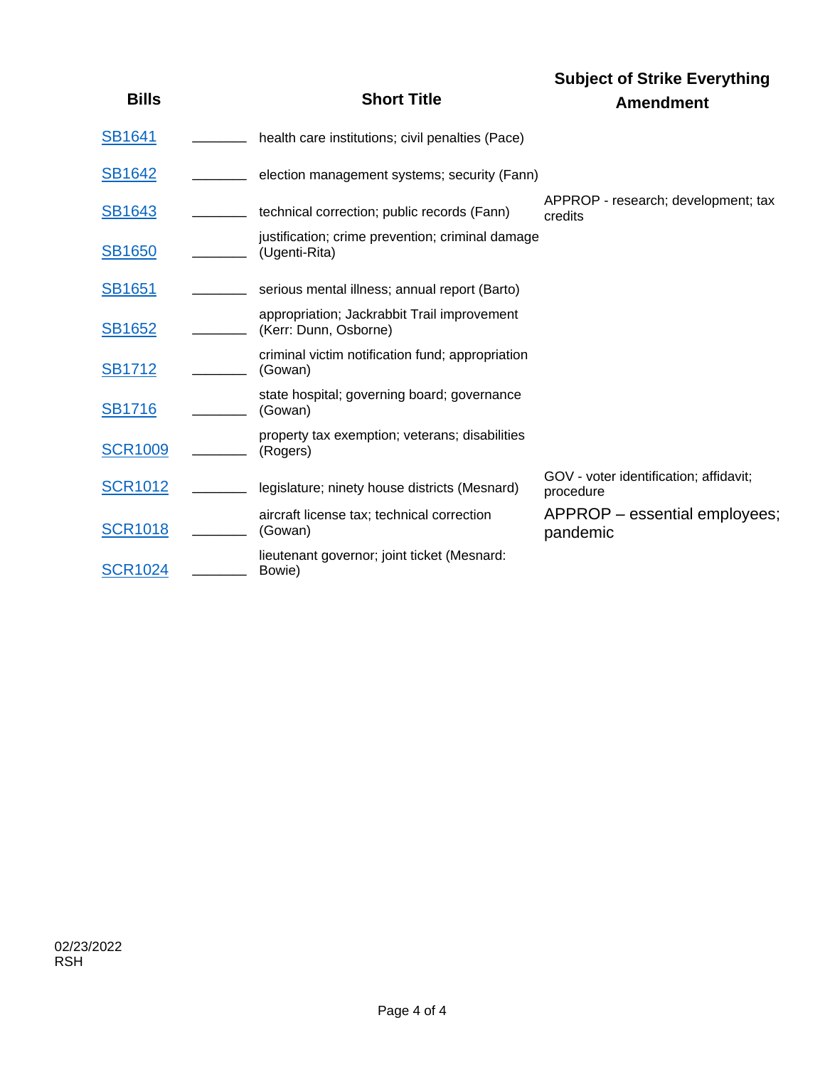| Bills | | Short Title | Subject of Strike Everything Amendment |
|---|---|---|---|
| SB1641 | _______ | health care institutions; civil penalties (Pace) | |
| SB1642 | _______ | election management systems; security (Fann) | |
| SB1643 | _______ | technical correction; public records (Fann) | APPROP - research; development; tax credits |
| SB1650 | _______ | justification; crime prevention; criminal damage (Ugenti-Rita) | |
| SB1651 | _______ | serious mental illness; annual report (Barto) | |
| SB1652 | _______ | appropriation; Jackrabbit Trail improvement (Kerr: Dunn, Osborne) | |
| SB1712 | _______ | criminal victim notification fund; appropriation (Gowan) | |
| SB1716 | _______ | state hospital; governing board; governance (Gowan) | |
| SCR1009 | _______ | property tax exemption; veterans; disabilities (Rogers) | |
| SCR1012 | _______ | legislature; ninety house districts (Mesnard) | GOV - voter identification; affidavit; procedure |
| SCR1018 | _______ | aircraft license tax; technical correction (Gowan) | APPROP – essential employees; pandemic |
| SCR1024 | _______ | lieutenant governor; joint ticket (Mesnard: Bowie) | |

02/23/2022
RSH